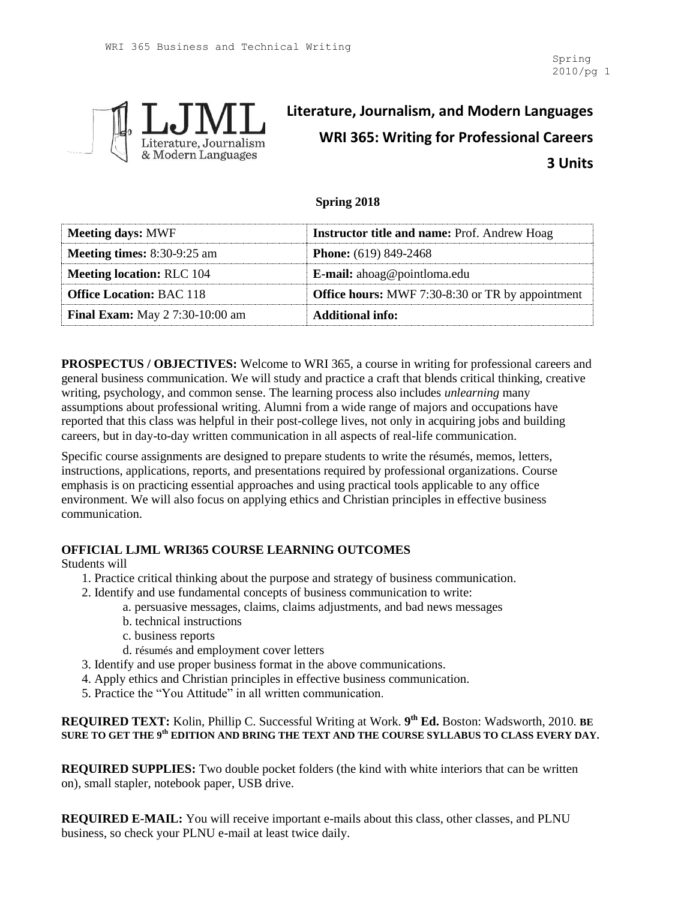# Literature, Journalism, and Modern Languages

## WRI 365: Writing for Professional Careers

## 3 Units

**Spring 2018**

| **Meeting days:** MWF | **Instructor title and name:** Prof. Andrew Hoag |
|---|---|
| **Meeting times:** 8:30-9:25 am | **Phone:** (619) 849-2468 |
| **Meeting location:** RLC 104 | **E-mail:** ahoag@pointloma.edu |
| **Office Location:** BAC 118 | **Office hours:** MWF 7:30-8:30 or TR by appointment |
| **Final Exam:** May 2 7:30-10:00 am | **Additional info:** |

**PROSPECTUS / OBJECTIVES:** Welcome to WRI 365, a course in writing for professional careers and general business communication. We will study and practice a craft that blends critical thinking, creative writing, psychology, and common sense. The learning process also includes *unlearning* many assumptions about professional writing. Alumni from a wide range of majors and occupations have reported that this class was helpful in their post-college lives, not only in acquiring jobs and building careers, but in day-to-day written communication in all aspects of real-life communication.

Specific course assignments are designed to prepare students to write the résumés, memos, letters, instructions, applications, reports, and presentations required by professional organizations. Course emphasis is on practicing essential approaches and using practical tools applicable to any office environment. We will also focus on applying ethics and Christian principles in effective business communication.

**OFFICIAL LJML WRI365 COURSE LEARNING OUTCOMES**

Students will

1. Practice critical thinking about the purpose and strategy of business communication.
2. Identify and use fundamental concepts of business communication to write:
   a. persuasive messages, claims, claims adjustments, and bad news messages
   b. technical instructions
   c. business reports
   d. résumés and employment cover letters
3. Identify and use proper business format in the above communications.
4. Apply ethics and Christian principles in effective business communication.
5. Practice the "You Attitude" in all written communication.

**REQUIRED TEXT:** Kolin, Phillip C. Successful Writing at Work. **9th Ed.** Boston: Wadsworth, 2010. **BE SURE TO GET THE 9th EDITION AND BRING THE TEXT AND THE COURSE SYLLABUS TO CLASS EVERY DAY.**

**REQUIRED SUPPLIES:** Two double pocket folders (the kind with white interiors that can be written on), small stapler, notebook paper, USB drive.

**REQUIRED E-MAIL:** You will receive important e-mails about this class, other classes, and PLNU business, so check your PLNU e-mail at least twice daily.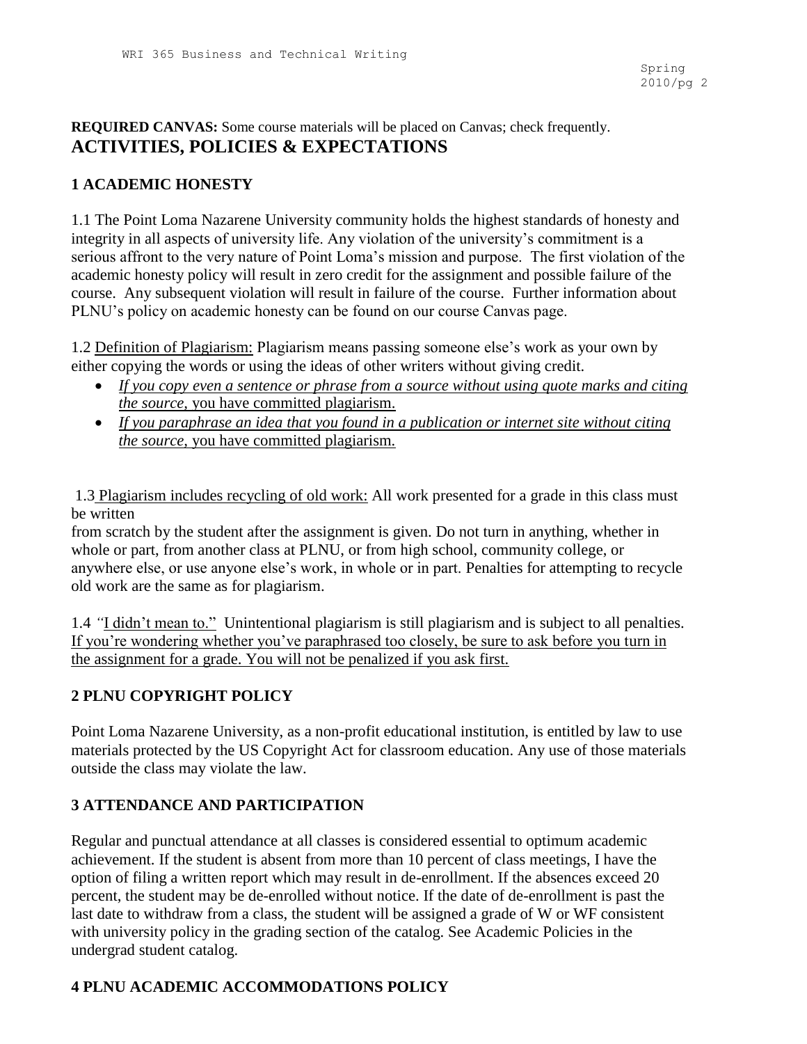**REQUIRED CANVAS:** Some course materials will be placed on Canvas; check frequently.

# ACTIVITIES, POLICIES & EXPECTATIONS

## 1 ACADEMIC HONESTY

1.1 The Point Loma Nazarene University community holds the highest standards of honesty and integrity in all aspects of university life. Any violation of the university's commitment is a serious affront to the very nature of Point Loma's mission and purpose. The first violation of the academic honesty policy will result in zero credit for the assignment and possible failure of the course. Any subsequent violation will result in failure of the course. Further information about PLNU's policy on academic honesty can be found on our course Canvas page.

1.2 <u>Definition of Plagiarism:</u> Plagiarism means passing someone else's work as your own by either copying the words or using the ideas of other writers without giving credit.

- <u>*If you copy even a sentence or phrase from a source without using quote marks and citing the source,* you have committed plagiarism.</u>
- <u>*If you paraphrase an idea that you found in a publication or internet site without citing the source,* you have committed plagiarism.</u>

1.3 <u>Plagiarism includes recycling of old work:</u> All work presented for a grade in this class must be written from scratch by the student after the assignment is given. Do not turn in anything, whether in whole or part, from another class at PLNU, or from high school, community college, or anywhere else, or use anyone else's work, in whole or in part. Penalties for attempting to recycle old work are the same as for plagiarism.

1.4 *"*<u>I didn't mean to."</u> Unintentional plagiarism is still plagiarism and is subject to all penalties. <u>If you're wondering whether you've paraphrased too closely, be sure to ask before you turn in the assignment for a grade. You will not be penalized if you ask first.</u>

## 2 PLNU COPYRIGHT POLICY

Point Loma Nazarene University, as a non-profit educational institution, is entitled by law to use materials protected by the US Copyright Act for classroom education. Any use of those materials outside the class may violate the law.

## 3 ATTENDANCE AND PARTICIPATION

Regular and punctual attendance at all classes is considered essential to optimum academic achievement. If the student is absent from more than 10 percent of class meetings, I have the option of filing a written report which may result in de-enrollment. If the absences exceed 20 percent, the student may be de-enrolled without notice. If the date of de-enrollment is past the last date to withdraw from a class, the student will be assigned a grade of W or WF consistent with university policy in the grading section of the catalog. See Academic Policies in the undergrad student catalog.

## 4 PLNU ACADEMIC ACCOMMODATIONS POLICY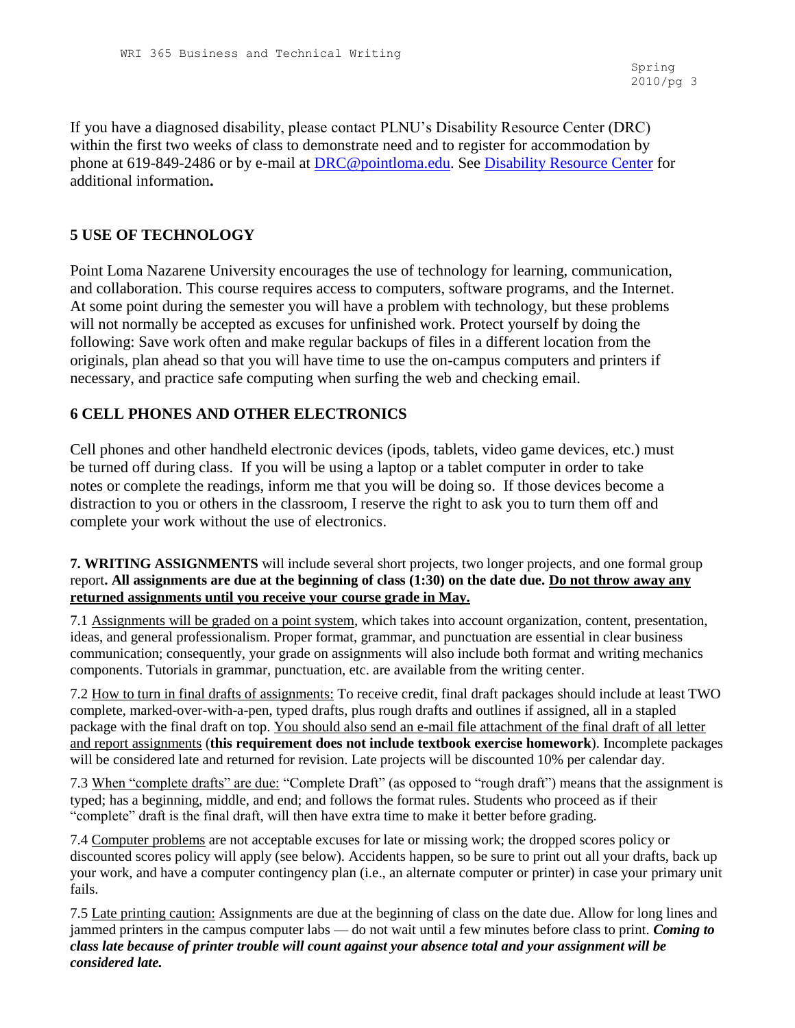If you have a diagnosed disability, please contact PLNU's Disability Resource Center (DRC) within the first two weeks of class to demonstrate need and to register for accommodation by phone at 619-849-2486 or by e-mail at DRC@pointloma.edu. See Disability Resource Center for additional information**.**

## 5 USE OF TECHNOLOGY

Point Loma Nazarene University encourages the use of technology for learning, communication, and collaboration. This course requires access to computers, software programs, and the Internet. At some point during the semester you will have a problem with technology, but these problems will not normally be accepted as excuses for unfinished work. Protect yourself by doing the following: Save work often and make regular backups of files in a different location from the originals, plan ahead so that you will have time to use the on-campus computers and printers if necessary, and practice safe computing when surfing the web and checking email.

## 6 CELL PHONES AND OTHER ELECTRONICS

Cell phones and other handheld electronic devices (ipods, tablets, video game devices, etc.) must be turned off during class. If you will be using a laptop or a tablet computer in order to take notes or complete the readings, inform me that you will be doing so. If those devices become a distraction to you or others in the classroom, I reserve the right to ask you to turn them off and complete your work without the use of electronics.

**7. WRITING ASSIGNMENTS** will include several short projects, two longer projects, and one formal group report**. All assignments are due at the beginning of class (1:30) on the date due. Do not throw away any returned assignments until you receive your course grade in May.**

7.1 Assignments will be graded on a point system, which takes into account organization, content, presentation, ideas, and general professionalism. Proper format, grammar, and punctuation are essential in clear business communication; consequently, your grade on assignments will also include both format and writing mechanics components. Tutorials in grammar, punctuation, etc. are available from the writing center.

7.2 How to turn in final drafts of assignments: To receive credit, final draft packages should include at least TWO complete, marked-over-with-a-pen, typed drafts, plus rough drafts and outlines if assigned, all in a stapled package with the final draft on top. You should also send an e-mail file attachment of the final draft of all letter and report assignments (**this requirement does not include textbook exercise homework**). Incomplete packages will be considered late and returned for revision. Late projects will be discounted 10% per calendar day.

7.3 When "complete drafts" are due: "Complete Draft" (as opposed to "rough draft") means that the assignment is typed; has a beginning, middle, and end; and follows the format rules. Students who proceed as if their "complete" draft is the final draft, will then have extra time to make it better before grading.

7.4 Computer problems are not acceptable excuses for late or missing work; the dropped scores policy or discounted scores policy will apply (see below). Accidents happen, so be sure to print out all your drafts, back up your work, and have a computer contingency plan (i.e., an alternate computer or printer) in case your primary unit fails.

7.5 Late printing caution: Assignments are due at the beginning of class on the date due. Allow for long lines and jammed printers in the campus computer labs — do not wait until a few minutes before class to print. ***Coming to class late because of printer trouble will count against your absence total and your assignment will be considered late.***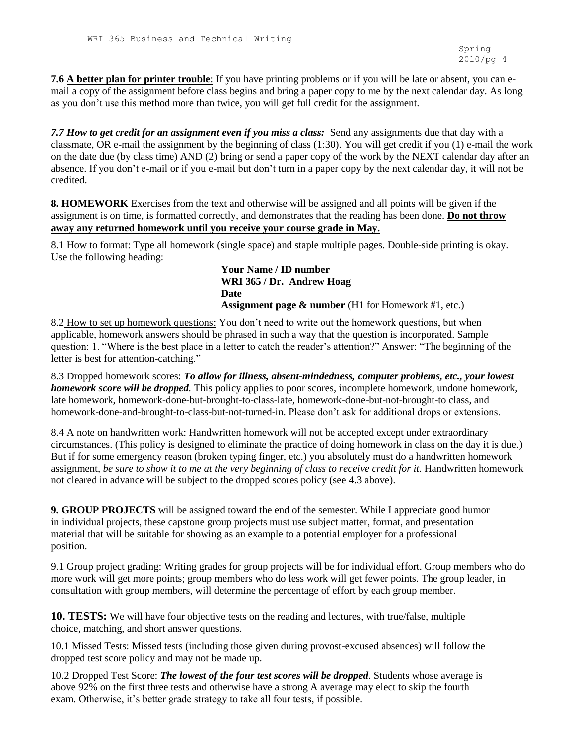**7.6 A better plan for printer trouble**: If you have printing problems or if you will be late or absent, you can e-mail a copy of the assignment before class begins and bring a paper copy to me by the next calendar day. As long as you don't use this method more than twice, you will get full credit for the assignment.

***7.7 How to get credit for an assignment even if you miss a class:*** Send any assignments due that day with a classmate, OR e-mail the assignment by the beginning of class (1:30). You will get credit if you (1) e-mail the work on the date due (by class time) AND (2) bring or send a paper copy of the work by the NEXT calendar day after an absence. If you don't e-mail or if you e-mail but don't turn in a paper copy by the next calendar day, it will not be credited.

**8. HOMEWORK** Exercises from the text and otherwise will be assigned and all points will be given if the assignment is on time, is formatted correctly, and demonstrates that the reading has been done. **Do not throw away any returned homework until you receive your course grade in May.**

8.1 How to format: Type all homework (single space) and staple multiple pages. Double-side printing is okay. Use the following heading:

> **Your Name / ID number**
> **WRI 365 / Dr. Andrew Hoag**
> **Date**
> **Assignment page & number** (H1 for Homework #1, etc.)

8.2 How to set up homework questions: You don't need to write out the homework questions, but when applicable, homework answers should be phrased in such a way that the question is incorporated. Sample question: 1. "Where is the best place in a letter to catch the reader's attention?" Answer: "The beginning of the letter is best for attention-catching."

8.3 Dropped homework scores: ***To allow for illness, absent-mindedness, computer problems, etc., your lowest homework score will be dropped***. This policy applies to poor scores, incomplete homework, undone homework, late homework, homework-done-but-brought-to-class-late, homework-done-but-not-brought-to class, and homework-done-and-brought-to-class-but-not-turned-in. Please don't ask for additional drops or extensions.

8.4 A note on handwritten work: Handwritten homework will not be accepted except under extraordinary circumstances. (This policy is designed to eliminate the practice of doing homework in class on the day it is due.) But if for some emergency reason (broken typing finger, etc.) you absolutely must do a handwritten homework assignment, *be sure to show it to me at the very beginning of class to receive credit for it*. Handwritten homework not cleared in advance will be subject to the dropped scores policy (see 4.3 above).

**9. GROUP PROJECTS** will be assigned toward the end of the semester. While I appreciate good humor in individual projects, these capstone group projects must use subject matter, format, and presentation material that will be suitable for showing as an example to a potential employer for a professional position.

9.1 Group project grading: Writing grades for group projects will be for individual effort. Group members who do more work will get more points; group members who do less work will get fewer points. The group leader, in consultation with group members, will determine the percentage of effort by each group member.

**10. TESTS:** We will have four objective tests on the reading and lectures, with true/false, multiple choice, matching, and short answer questions.

10.1 Missed Tests: Missed tests (including those given during provost-excused absences) will follow the dropped test score policy and may not be made up.

10.2 Dropped Test Score: ***The lowest of the four test scores will be dropped***. Students whose average is above 92% on the first three tests and otherwise have a strong A average may elect to skip the fourth exam. Otherwise, it's better grade strategy to take all four tests, if possible.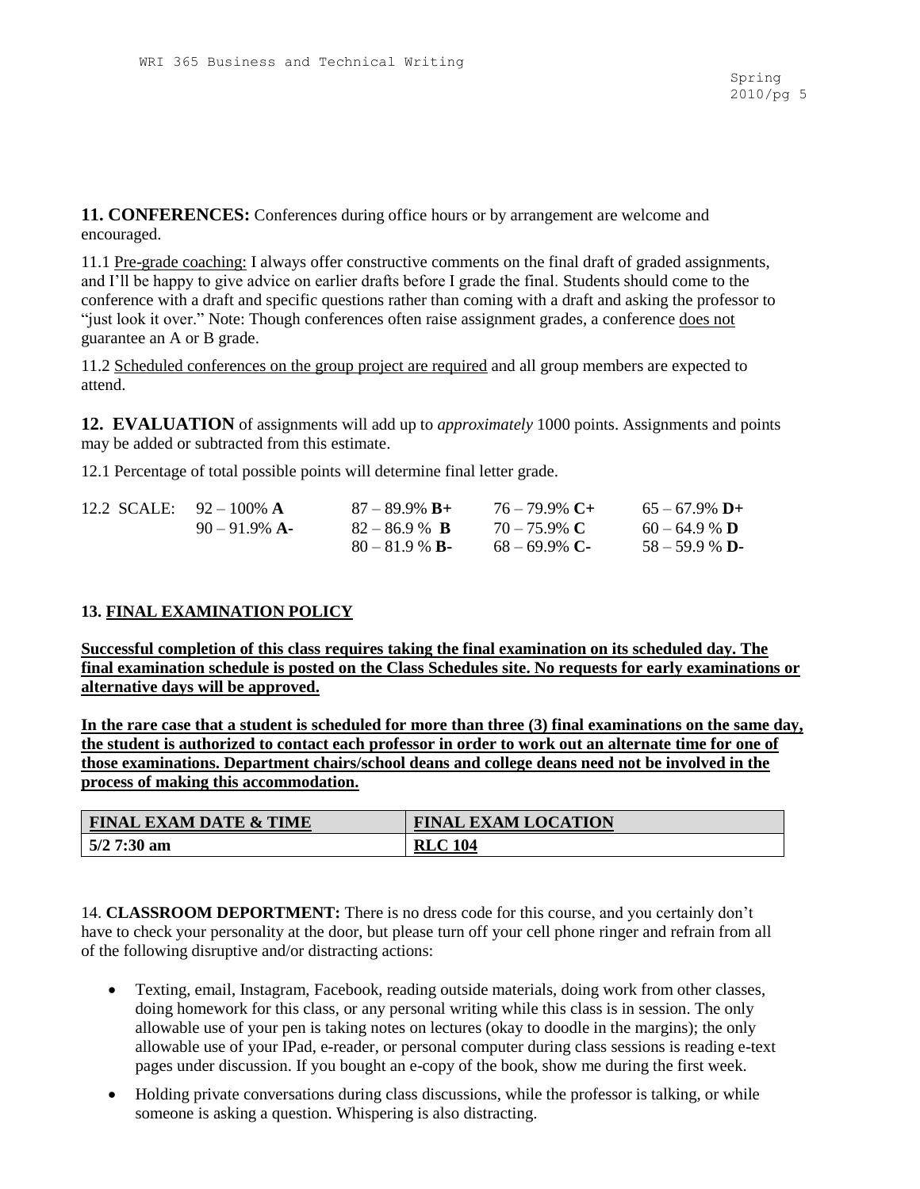**11. CONFERENCES:** Conferences during office hours or by arrangement are welcome and encouraged.

11.1 Pre-grade coaching: I always offer constructive comments on the final draft of graded assignments, and I'll be happy to give advice on earlier drafts before I grade the final. Students should come to the conference with a draft and specific questions rather than coming with a draft and asking the professor to "just look it over." Note: Though conferences often raise assignment grades, a conference does not guarantee an A or B grade.

11.2 Scheduled conferences on the group project are required and all group members are expected to attend.

**12. EVALUATION** of assignments will add up to *approximately* 1000 points. Assignments and points may be added or subtracted from this estimate.

12.1 Percentage of total possible points will determine final letter grade.

12.2 SCALE:

| | | | |
|---|---|---|---|
| 92 – 100% **A** | 87 – 89.9% **B+** | 76 – 79.9% **C+** | 65 – 67.9% **D+** |
| 90 – 91.9% **A-** | 82 – 86.9 % **B** | 70 – 75.9% **C** | 60 – 64.9 % **D** |
| | 80 – 81.9 % **B-** | 68 – 69.9% **C-** | 58 – 59.9 % **D-** |

**13. FINAL EXAMINATION POLICY**

**Successful completion of this class requires taking the final examination on its scheduled day. The final examination schedule is posted on the Class Schedules site. No requests for early examinations or alternative days will be approved.**

**In the rare case that a student is scheduled for more than three (3) final examinations on the same day, the student is authorized to contact each professor in order to work out an alternate time for one of those examinations. Department chairs/school deans and college deans need not be involved in the process of making this accommodation.**

| FINAL EXAM DATE & TIME | FINAL EXAM LOCATION |
|---|---|
| **5/2 7:30 am** | **RLC 104** |

14. **CLASSROOM DEPORTMENT:** There is no dress code for this course, and you certainly don't have to check your personality at the door, but please turn off your cell phone ringer and refrain from all of the following disruptive and/or distracting actions:

- Texting, email, Instagram, Facebook, reading outside materials, doing work from other classes, doing homework for this class, or any personal writing while this class is in session. The only allowable use of your pen is taking notes on lectures (okay to doodle in the margins); the only allowable use of your IPad, e-reader, or personal computer during class sessions is reading e-text pages under discussion. If you bought an e-copy of the book, show me during the first week.
- Holding private conversations during class discussions, while the professor is talking, or while someone is asking a question. Whispering is also distracting.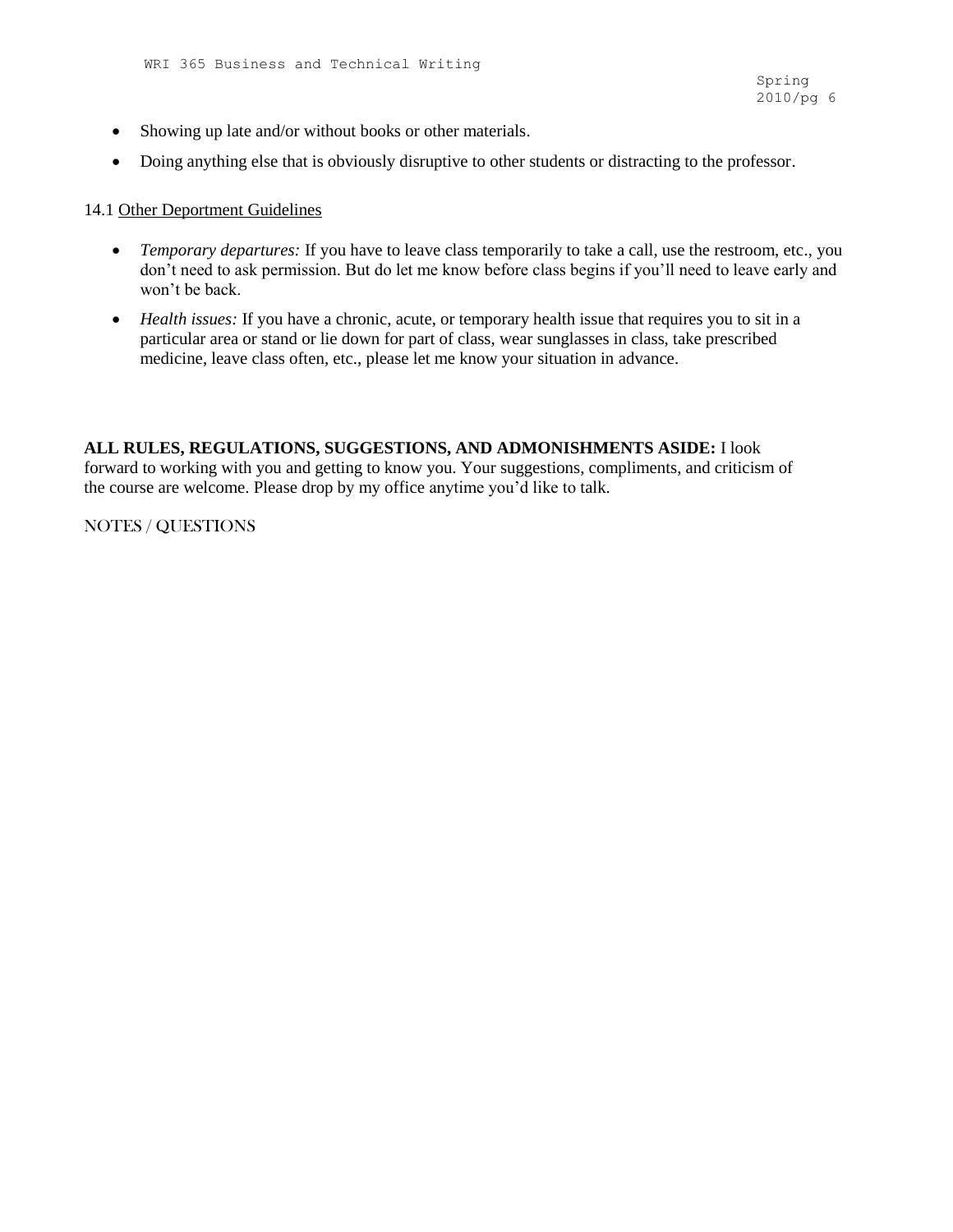- Showing up late and/or without books or other materials.
- Doing anything else that is obviously disruptive to other students or distracting to the professor.

14.1 Other Deportment Guidelines

- *Temporary departures:* If you have to leave class temporarily to take a call, use the restroom, etc., you don't need to ask permission. But do let me know before class begins if you'll need to leave early and won't be back.
- *Health issues:* If you have a chronic, acute, or temporary health issue that requires you to sit in a particular area or stand or lie down for part of class, wear sunglasses in class, take prescribed medicine, leave class often, etc., please let me know your situation in advance.

**ALL RULES, REGULATIONS, SUGGESTIONS, AND ADMONISHMENTS ASIDE:** I look forward to working with you and getting to know you. Your suggestions, compliments, and criticism of the course are welcome. Please drop by my office anytime you'd like to talk.

NOTES / QUESTIONS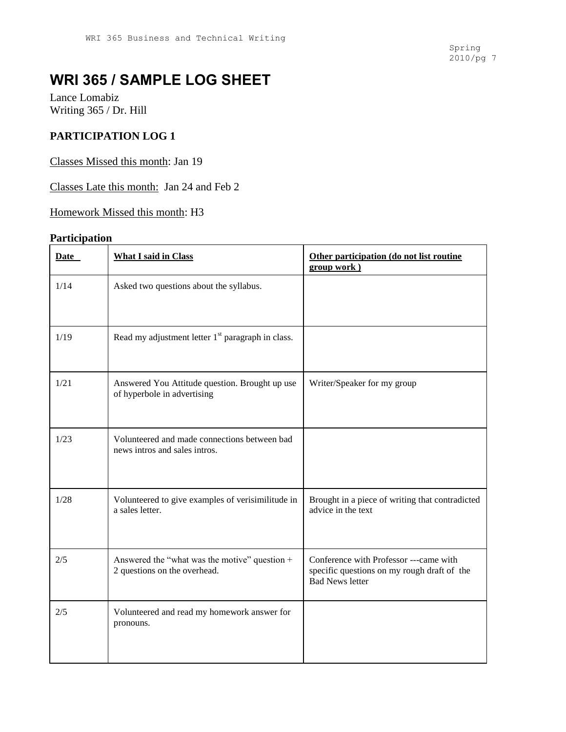# WRI 365 / SAMPLE LOG SHEET

Lance Lomabiz
Writing 365 / Dr. Hill

**PARTICIPATION LOG 1**

Classes Missed this month: Jan 19

Classes Late this month: Jan 24 and Feb 2

Homework Missed this month: H3

**Participation**

| Date | What I said in Class | Other participation (do not list routine group work ) |
|---|---|---|
| 1/14 | Asked two questions about the syllabus. | |
| 1/19 | Read my adjustment letter 1st paragraph in class. | |
| 1/21 | Answered You Attitude question. Brought up use of hyperbole in advertising | Writer/Speaker for my group |
| 1/23 | Volunteered and made connections between bad news intros and sales intros. | |
| 1/28 | Volunteered to give examples of verisimilitude in a sales letter. | Brought in a piece of writing that contradicted advice in the text |
| 2/5 | Answered the "what was the motive" question + 2 questions on the overhead. | Conference with Professor ---came with specific questions on my rough draft of the Bad News letter |
| 2/5 | Volunteered and read my homework answer for pronouns. | |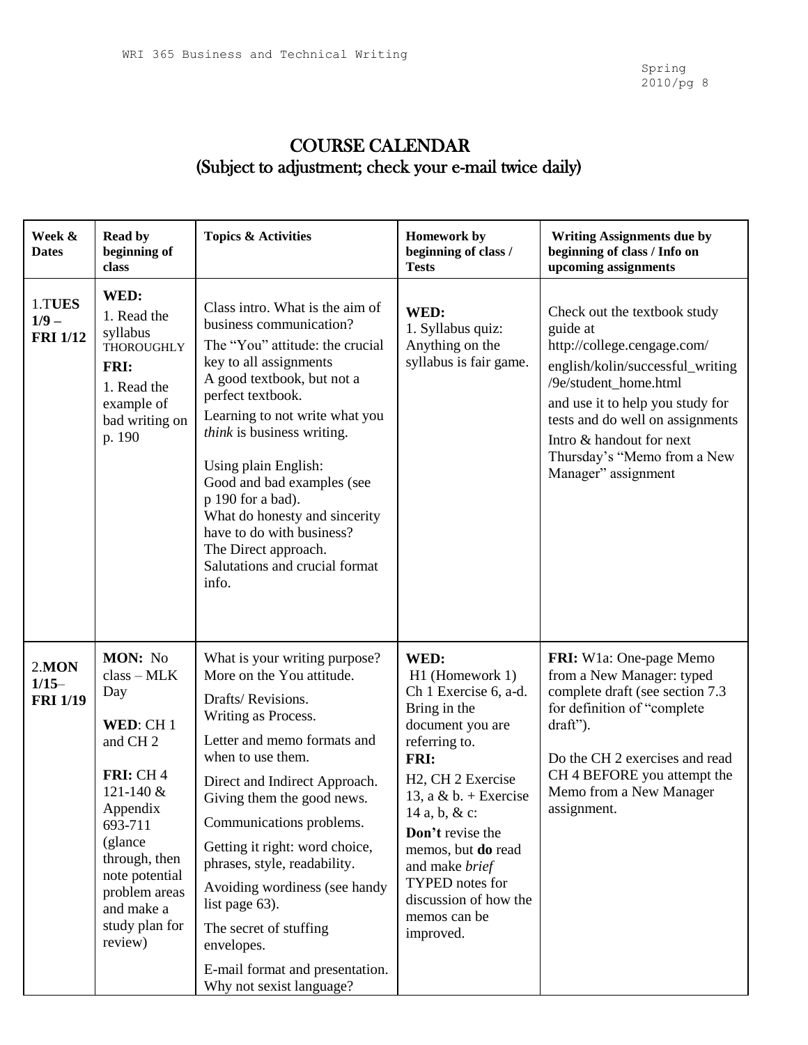# COURSE CALENDAR
## (Subject to adjustment; check your e-mail twice daily)

| Week & Dates | Read by beginning of class | Topics & Activities | Homework by beginning of class / Tests | Writing Assignments due by beginning of class / Info on upcoming assignments |
|---|---|---|---|---|
| 1.**TUES 1/9 – FRI 1/12** | **WED:** 1. Read the syllabus THOROUGHLY **FRI:** 1. Read the example of bad writing on p. 190 | Class intro. What is the aim of business communication? The "You" attitude: the crucial key to all assignments A good textbook, but not a perfect textbook. Learning to not write what you *think* is business writing. Using plain English: Good and bad examples (see p 190 for a bad). What do honesty and sincerity have to do with business? The Direct approach. Salutations and crucial format info. | **WED:** 1. Syllabus quiz: Anything on the syllabus is fair game. | Check out the textbook study guide at http://college.cengage.com/english/kolin/successful_writing/9e/student_home.html and use it to help you study for tests and do well on assignments Intro & handout for next Thursday's "Memo from a New Manager" assignment |
| 2.**MON 1/15– FRI 1/19** | **MON:** No class – MLK Day **WED**: CH 1 and CH 2 **FRI:** CH 4 121-140 & Appendix 693-711 (glance through, then note potential problem areas and make a study plan for review) | What is your writing purpose? More on the You attitude. Drafts/ Revisions. Writing as Process. Letter and memo formats and when to use them. Direct and Indirect Approach. Giving them the good news. Communications problems. Getting it right: word choice, phrases, style, readability. Avoiding wordiness (see handy list page 63). The secret of stuffing envelopes. E-mail format and presentation. Why not sexist language? | **WED:** H1 (Homework 1) Ch 1 Exercise 6, a-d. Bring in the document you are referring to. **FRI:** H2, CH 2 Exercise 13, a & b. + Exercise 14 a, b, & c: **Don't** revise the memos, but **do** read and make *brief* TYPED notes for discussion of how the memos can be improved. | **FRI:** W1a: One-page Memo from a New Manager: typed complete draft (see section 7.3 for definition of "complete draft"). Do the CH 2 exercises and read CH 4 BEFORE you attempt the Memo from a New Manager assignment. |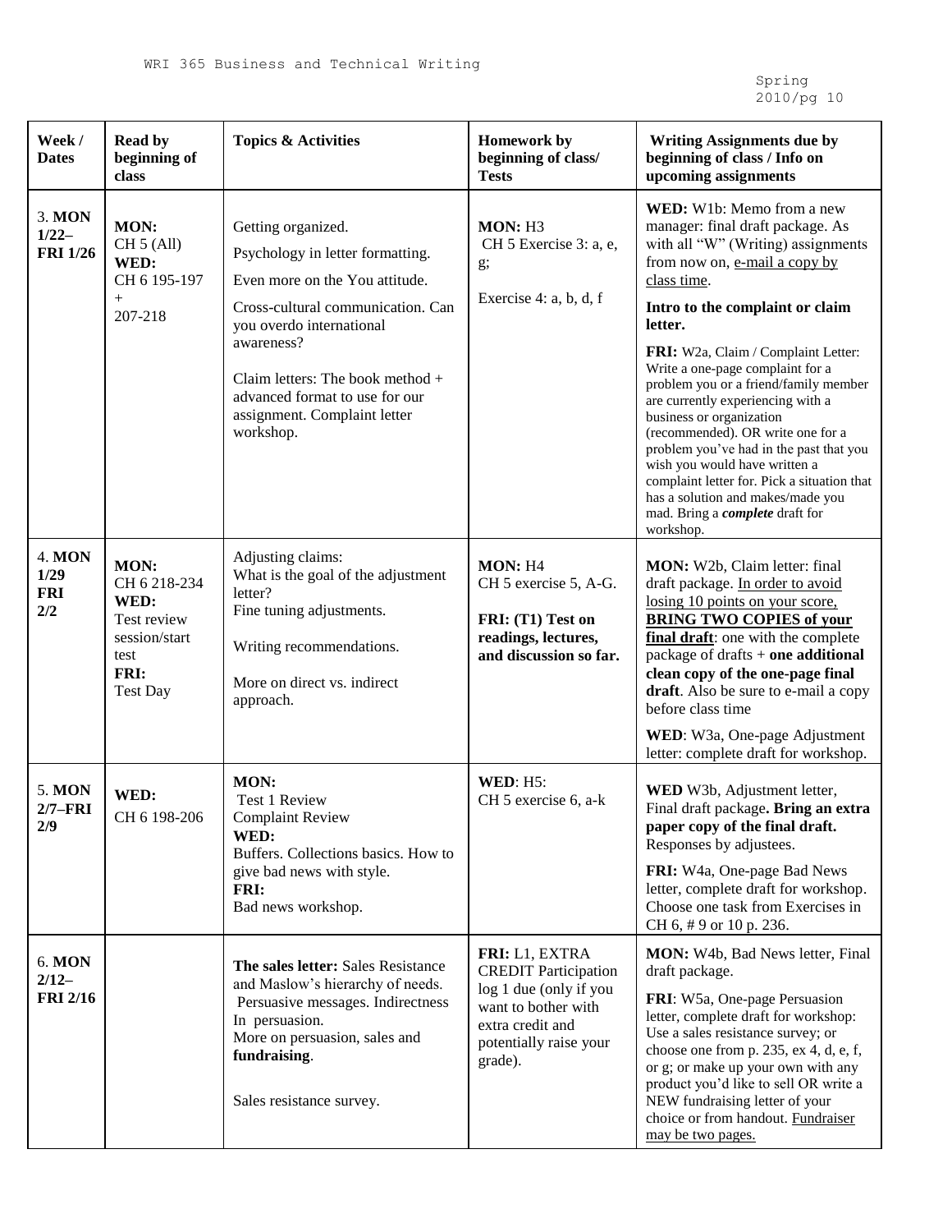| Week / Dates | Read by beginning of class | Topics & Activities | Homework by beginning of class/ Tests | Writing Assignments due by beginning of class / Info on upcoming assignments |
|---|---|---|---|---|
| 3. **MON** 1/22– **FRI 1/26** | **MON:** CH 5 (All) **WED:** CH 6 195-197 + 207-218 | Getting organized. Psychology in letter formatting. Even more on the You attitude. Cross-cultural communication. Can you overdo international awareness? Claim letters: The book method + advanced format to use for our assignment. Complaint letter workshop. | **MON:** H3 CH 5 Exercise 3: a, e, g; Exercise 4: a, b, d, f | **WED:** W1b: Memo from a new manager: final draft package. As with all "W" (Writing) assignments from now on, e-mail a copy by class time. **Intro to the complaint or claim letter.** **FRI:** W2a, Claim / Complaint Letter: Write a one-page complaint for a problem you or a friend/family member are currently experiencing with a business or organization (recommended). OR write one for a problem you've had in the past that you wish you would have written a complaint letter for. Pick a situation that has a solution and makes/made you mad. Bring a ***complete*** draft for workshop. |
| 4. **MON** 1/29 **FRI** 2/2 | **MON:** CH 6 218-234 **WED:** Test review session/start test **FRI:** Test Day | Adjusting claims: What is the goal of the adjustment letter? Fine tuning adjustments. Writing recommendations. More on direct vs. indirect approach. | **MON:** H4 CH 5 exercise 5, A-G. **FRI: (T1) Test on readings, lectures, and discussion so far.** | **MON:** W2b, Claim letter: final draft package. In order to avoid losing 10 points on your score, **BRING TWO COPIES of your final draft**: one with the complete package of drafts + **one additional clean copy of the one-page final draft**. Also be sure to e-mail a copy before class time **WED**: W3a, One-page Adjustment letter: complete draft for workshop. |
| 5. **MON** 2/7–**FRI** 2/9 | **WED:** CH 6 198-206 | **MON:** Test 1 Review Complaint Review **WED:** Buffers. Collections basics. How to give bad news with style. **FRI:** Bad news workshop. | **WED**: H5: CH 5 exercise 6, a-k | **WED** W3b, Adjustment letter, Final draft package**. Bring an extra paper copy of the final draft.** Responses by adjustees. **FRI:** W4a, One-page Bad News letter, complete draft for workshop. Choose one task from Exercises in CH 6, # 9 or 10 p. 236. |
| 6. **MON** 2/12– **FRI 2/16** | | **The sales letter:** Sales Resistance and Maslow's hierarchy of needs. Persuasive messages. Indirectness In persuasion. More on persuasion, sales and **fundraising**. Sales resistance survey. | **FRI:** L1, EXTRA CREDIT Participation log 1 due (only if you want to bother with extra credit and potentially raise your grade). | **MON:** W4b, Bad News letter, Final draft package. **FRI**: W5a, One-page Persuasion letter, complete draft for workshop: Use a sales resistance survey; or choose one from p. 235, ex 4, d, e, f, or g; or make up your own with any product you'd like to sell OR write a NEW fundraising letter of your choice or from handout. Fundraiser may be two pages. |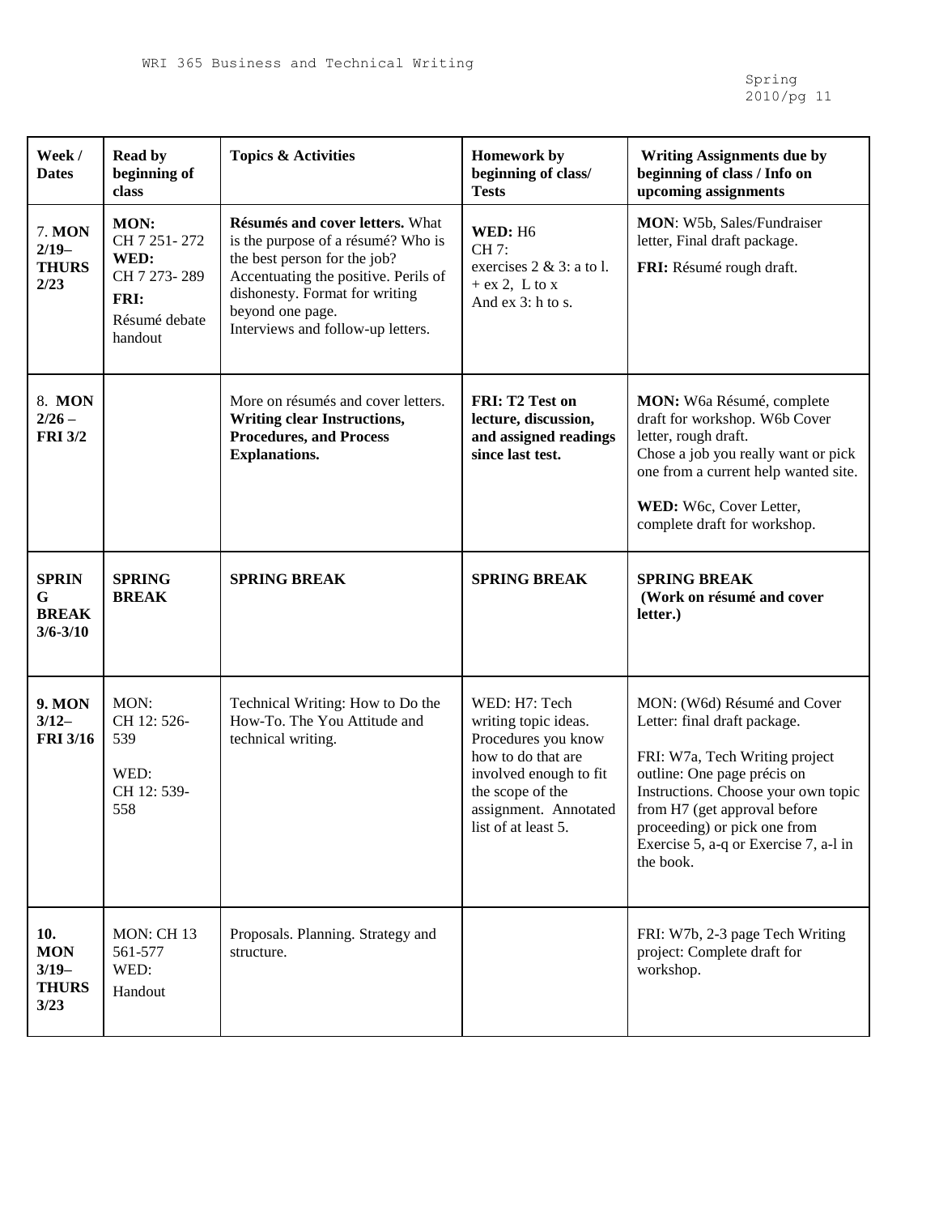| Week / Dates | Read by beginning of class | Topics & Activities | Homework by beginning of class/ Tests | Writing Assignments due by beginning of class / Info on upcoming assignments |
|---|---|---|---|---|
| 7. **MON 2/19– THURS 2/23** | **MON:** CH 7 251- 272 **WED:** CH 7 273- 289 **FRI:** Résumé debate handout | **Résumés and cover letters.** What is the purpose of a résumé? Who is the best person for the job? Accentuating the positive. Perils of dishonesty. Format for writing beyond one page. Interviews and follow-up letters. | **WED:** H6 CH 7: exercises 2 & 3: a to l. + ex 2, L to x And ex 3: h to s. | **MON**: W5b, Sales/Fundraiser letter, Final draft package. **FRI:** Résumé rough draft. |
| 8. **MON 2/26 – FRI 3/2** | | More on résumés and cover letters. **Writing clear Instructions, Procedures, and Process Explanations.** | **FRI: T2 Test on lecture, discussion, and assigned readings since last test.** | **MON:** W6a Résumé, complete draft for workshop. W6b Cover letter, rough draft. Chose a job you really want or pick one from a current help wanted site. **WED:** W6c, Cover Letter, complete draft for workshop. |
| **SPRING BREAK 3/6-3/10** | **SPRING BREAK** | **SPRING BREAK** | **SPRING BREAK** | **SPRING BREAK (Work on résumé and cover letter.)** |
| **9. MON 3/12– FRI 3/16** | MON: CH 12: 526-539 WED: CH 12: 539-558 | Technical Writing: How to Do the How-To. The You Attitude and technical writing. | WED: H7: Tech writing topic ideas. Procedures you know how to do that are involved enough to fit the scope of the assignment. Annotated list of at least 5. | MON: (W6d) Résumé and Cover Letter: final draft package. FRI: W7a, Tech Writing project outline: One page précis on Instructions. Choose your own topic from H7 (get approval before proceeding) or pick one from Exercise 5, a-q or Exercise 7, a-l in the book. |
| **10. MON 3/19– THURS 3/23** | MON: CH 13 561-577 WED: Handout | Proposals. Planning. Strategy and structure. | | FRI: W7b, 2-3 page Tech Writing project: Complete draft for workshop. |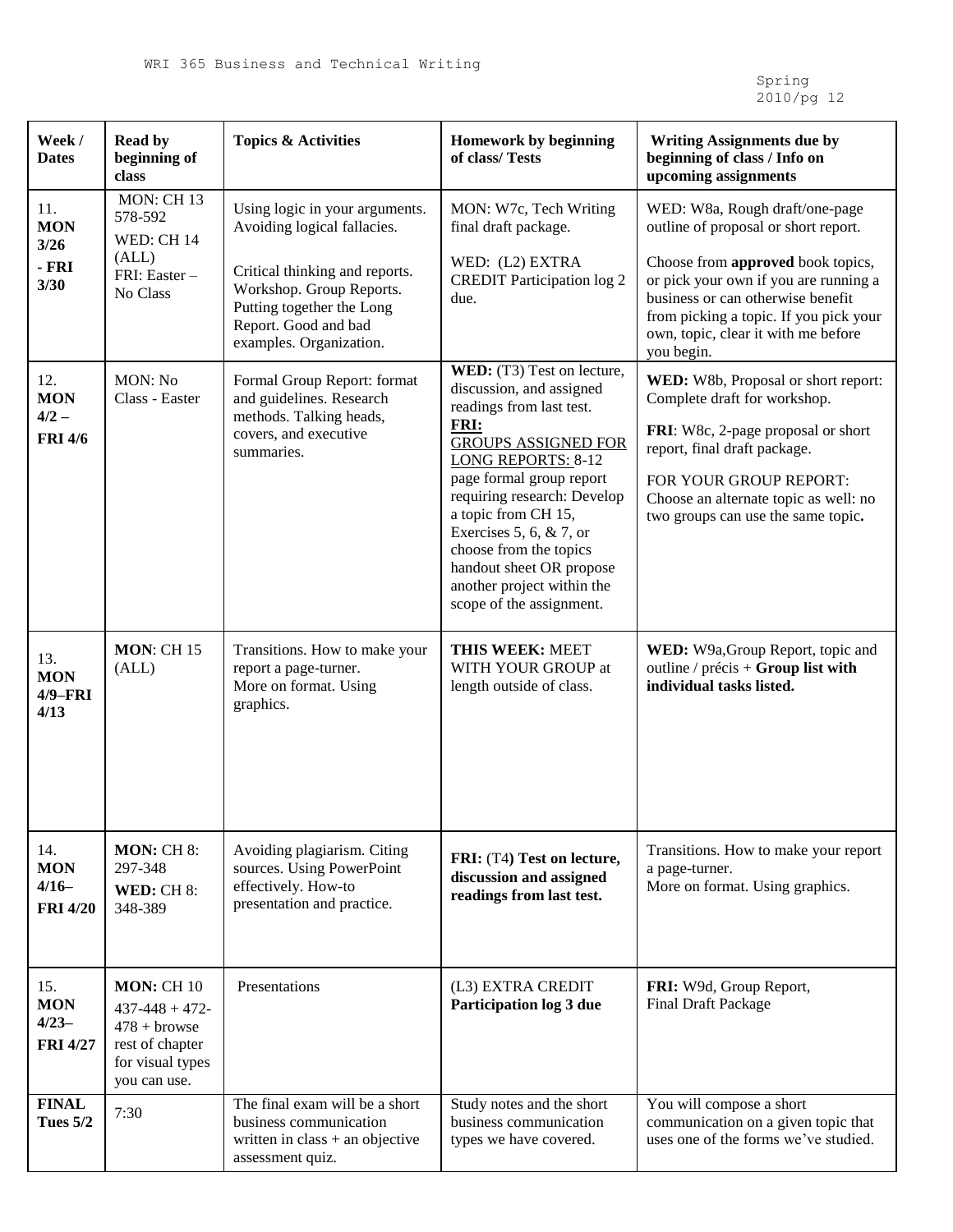| **Week / Dates** | **Read by beginning of class** | **Topics & Activities** | **Homework by beginning of class/ Tests** | **Writing Assignments due by beginning of class / Info on upcoming assignments** |
|---|---|---|---|---|
| 11. **MON 3/26 - FRI 3/30** | MON: CH 13 578-592<br>WED: CH 14 (ALL)<br>FRI: Easter – No Class | Using logic in your arguments. Avoiding logical fallacies.<br><br>Critical thinking and reports. Workshop. Group Reports. Putting together the Long Report. Good and bad examples. Organization. | MON: W7c, Tech Writing final draft package.<br><br>WED: (L2) EXTRA CREDIT Participation log 2 due. | WED: W8a, Rough draft/one-page outline of proposal or short report.<br><br>Choose from **approved** book topics, or pick your own if you are running a business or can otherwise benefit from picking a topic. If you pick your own, topic, clear it with me before you begin. |
| 12. **MON 4/2 – FRI 4/6** | MON: No Class - Easter | Formal Group Report: format and guidelines. Research methods. Talking heads, covers, and executive summaries. | **WED:** (T3) Test on lecture, discussion, and assigned readings from last test.<br>**FRI:**<br>GROUPS ASSIGNED FOR LONG REPORTS: 8-12 page formal group report requiring research: Develop a topic from CH 15, Exercises 5, 6, & 7, or choose from the topics handout sheet OR propose another project within the scope of the assignment. | **WED:** W8b, Proposal or short report: Complete draft for workshop.<br><br>**FRI**: W8c, 2-page proposal or short report, final draft package.<br><br>FOR YOUR GROUP REPORT: Choose an alternate topic as well: no two groups can use the same topic**.** |
| 13. **MON 4/9–FRI 4/13** | **MON**: CH 15 (ALL) | Transitions. How to make your report a page-turner.<br>More on format. Using graphics. | **THIS WEEK:** MEET WITH YOUR GROUP at length outside of class. | **WED:** W9a,Group Report, topic and outline / précis + **Group list with individual tasks listed.** |
| 14. **MON 4/16– FRI 4/20** | **MON:** CH 8: 297-348<br>**WED:** CH 8: 348-389 | Avoiding plagiarism. Citing sources. Using PowerPoint effectively. How-to presentation and practice. | **FRI:** (T4**) Test on lecture, discussion and assigned readings from last test.** | Transitions. How to make your report a page-turner.<br>More on format. Using graphics. |
| 15. **MON 4/23– FRI 4/27** | **MON:** CH 10 437-448 + 472-478 + browse rest of chapter for visual types you can use. | Presentations | (L3) EXTRA CREDIT **Participation log 3 due** | **FRI:** W9d, Group Report, Final Draft Package |
| **FINAL Tues 5/2** | 7:30 | The final exam will be a short business communication written in class + an objective assessment quiz. | Study notes and the short business communication types we have covered. | You will compose a short communication on a given topic that uses one of the forms we've studied. |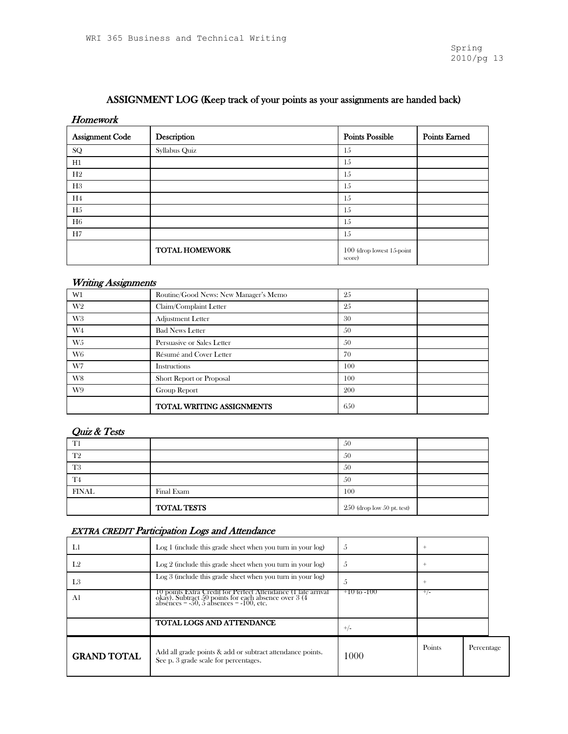## ASSIGNMENT LOG (Keep track of your points as your assignments are handed back)

### *Homework*

| Assignment Code | Description | Points Possible | Points Earned |
|---|---|---|---|
| SQ | Syllabus Quiz | 15 | |
| H1 | | 15 | |
| H2 | | 15 | |
| H3 | | 15 | |
| H4 | | 15 | |
| H5 | | 15 | |
| H6 | | 15 | |
| H7 | | 15 | |
| | **TOTAL HOMEWORK** | 100 (drop lowest 15-point score) | |

### *Writing Assignments*

| | | | |
|---|---|---|---|
| W1 | Routine/Good News: New Manager's Memo | 25 | |
| W2 | Claim/Complaint Letter | 25 | |
| W3 | Adjustment Letter | 30 | |
| W4 | Bad News Letter | 50 | |
| W5 | Persuasive or Sales Letter | 50 | |
| W6 | Résumé and Cover Letter | 70 | |
| W7 | Instructions | 100 | |
| W8 | Short Report or Proposal | 100 | |
| W9 | Group Report | 200 | |
| | **TOTAL WRITING ASSIGNMENTS** | 650 | |

### *Quiz & Tests*

| | | | |
|---|---|---|---|
| T1 | | 50 | |
| T2 | | 50 | |
| T3 | | 50 | |
| T4 | | 50 | |
| FINAL | Final Exam | 100 | |
| | **TOTAL TESTS** | 250 (drop low 50 pt. test) | |

### *EXTRA CREDIT Participation Logs and Attendance*

| | | | | |
|---|---|---|---|---|
| L1 | Log 1 (include this grade sheet when you turn in your log) | 5 | + | |
| L2 | Log 2 (include this grade sheet when you turn in your log) | 5 | + | |
| L3 | Log 3 (include this grade sheet when you turn in your log) | 5 | + | |
| A1 | 10 points Extra Credit for Perfect Attendance (1 late arrival okay). Subtract 50 points for each absence over 3 (4 absences = -50, 5 absences = -100, etc. | +10 to -100 | +/- | |
| | **TOTAL LOGS AND ATTENDANCE** | +/- | | |
| **GRAND TOTAL** | Add all grade points & add or subtract attendance points. See p. 3 grade scale for percentages. | 1000 | Points | Percentage |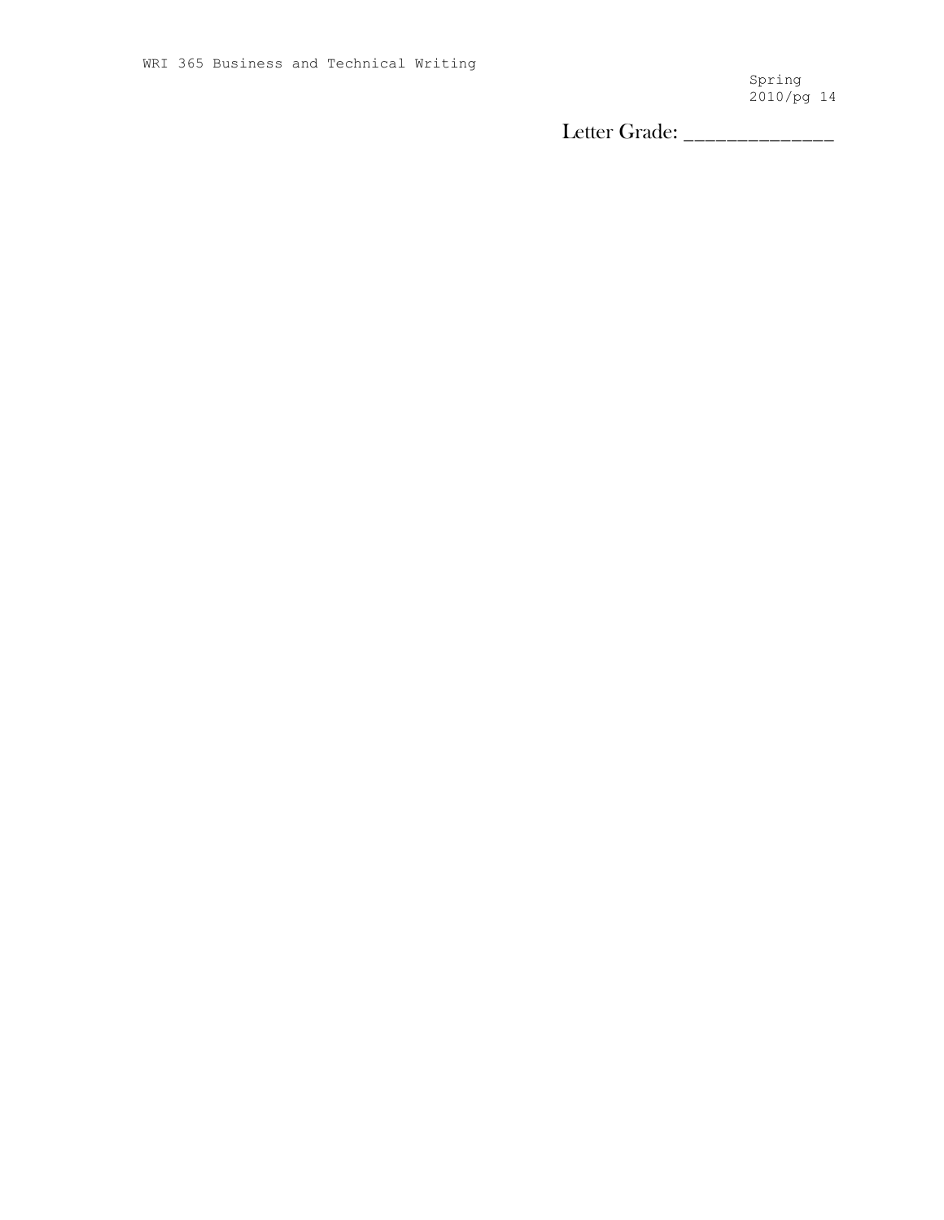Letter Grade: _____________